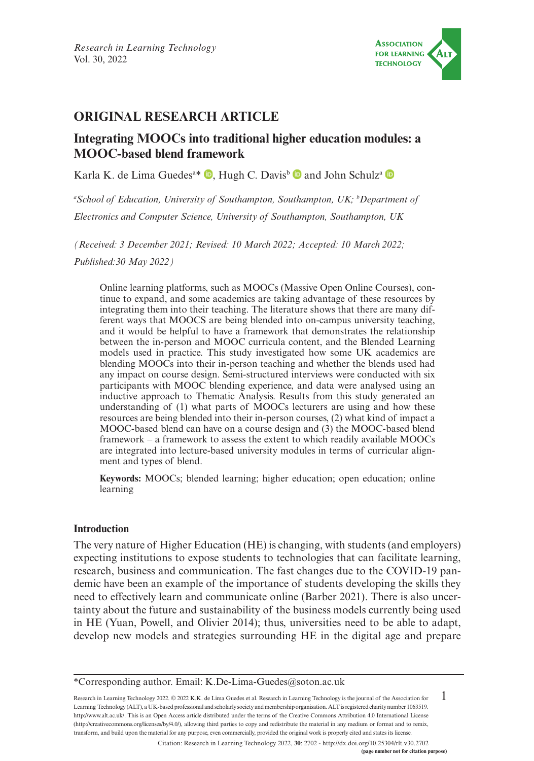## ORIGINAL RESEARCH ARTICLE

# Integrating MOOCs into traditional higher education modules: a MOOC-based blend framework

Karla K. de Lima Guedes[a]*, Hugh C. Davis[b] and John Schulz[a]

[a]*School of Education, University of Southampton, Southampton, UK;* [b]*Department of Electronics and Computer Science, University of Southampton, Southampton, UK*

*(Received: 3 December 2021; Revised: 10 March 2022; Accepted: 10 March 2022; Published:30 May 2022)*

Online learning platforms, such as MOOCs (Massive Open Online Courses), continue to expand, and some academics are taking advantage of these resources by integrating them into their teaching. The literature shows that there are many different ways that MOOCS are being blended into on-campus university teaching, and it would be helpful to have a framework that demonstrates the relationship between the in-person and MOOC curricula content, and the Blended Learning models used in practice. This study investigated how some UK academics are blending MOOCs into their in-person teaching and whether the blends used had any impact on course design. Semi-structured interviews were conducted with six participants with MOOC blending experience, and data were analysed using an inductive approach to Thematic Analysis. Results from this study generated an understanding of (1) what parts of MOOCs lecturers are using and how these resources are being blended into their in-person courses, (2) what kind of impact a MOOC-based blend can have on a course design and (3) the MOOC-based blend framework – a framework to assess the extent to which readily available MOOCs are integrated into lecture-based university modules in terms of curricular alignment and types of blend.

**Keywords:** MOOCs; blended learning; higher education; open education; online learning

## Introduction

The very nature of Higher Education (HE) is changing, with students (and employers) expecting institutions to expose students to technologies that can facilitate learning, research, business and communication. The fast changes due to the COVID-19 pandemic have been an example of the importance of students developing the skills they need to effectively learn and communicate online (Barber 2021). There is also uncertainty about the future and sustainability of the business models currently being used in HE (Yuan, Powell, and Olivier 2014); thus, universities need to be able to adapt, develop new models and strategies surrounding HE in the digital age and prepare

*Corresponding author. Email: K.De-Lima-Guedes@soton.ac.uk

Research in Learning Technology 2022. © 2022 K.K. de Lima Guedes et al. Research in Learning Technology is the journal of the Association for Learning Technology (ALT), a UK-based professional and scholarly society and membership organisation. ALT is registered charity number 1063519. http://www.alt.ac.uk/. This is an Open Access article distributed under the terms of the Creative Commons Attribution 4.0 International License (http://creativecommons.org/licenses/by/4.0/), allowing third parties to copy and redistribute the material in any medium or format and to remix, transform, and build upon the material for any purpose, even commercially, provided the original work is properly cited and states its license.

Citation: Research in Learning Technology 2022, **30**: 2702 - http://dx.doi.org/10.25304/rlt.v30.2702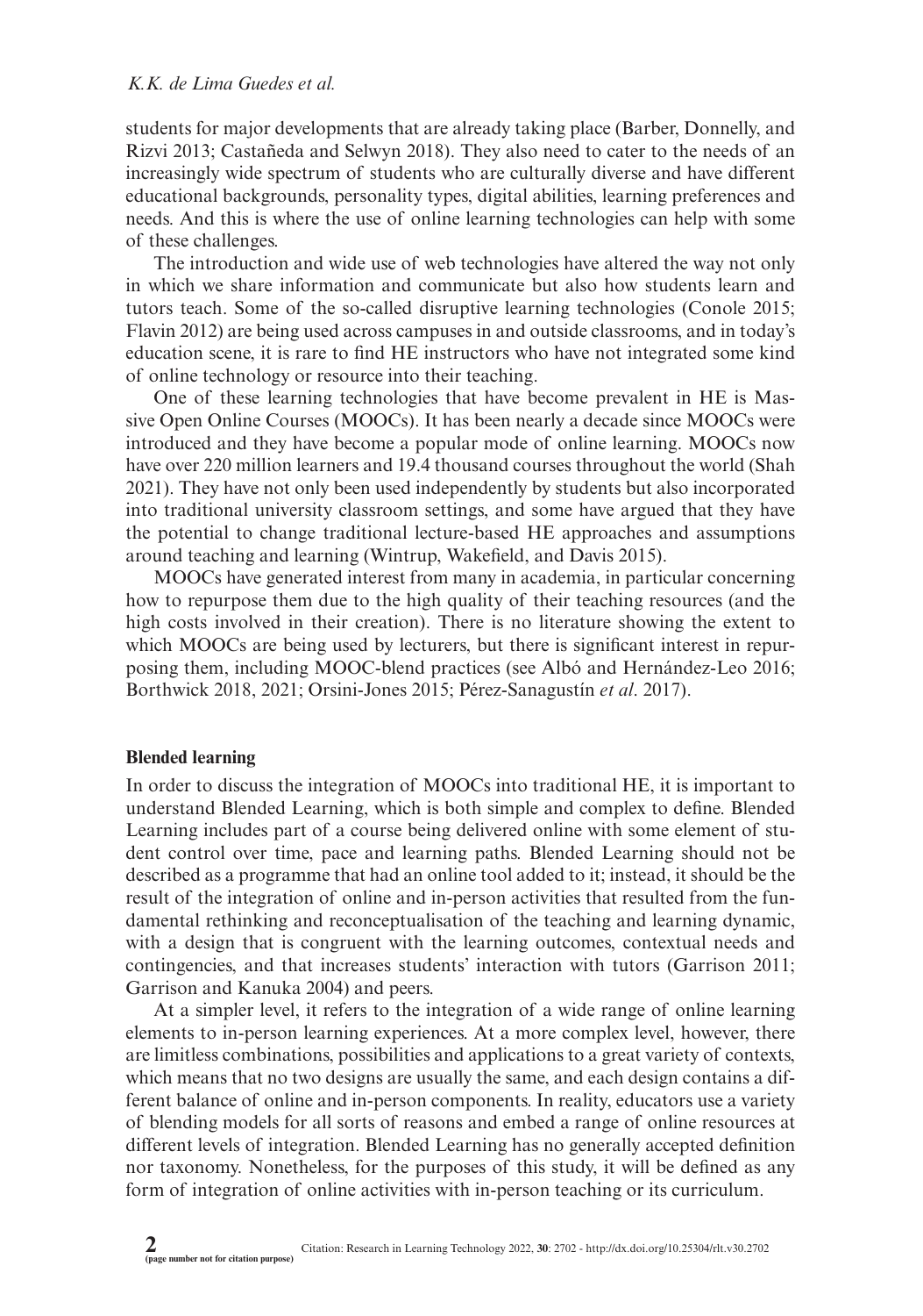students for major developments that are already taking place (Barber, Donnelly, and Rizvi 2013; Castañeda and Selwyn 2018). They also need to cater to the needs of an increasingly wide spectrum of students who are culturally diverse and have different educational backgrounds, personality types, digital abilities, learning preferences and needs. And this is where the use of online learning technologies can help with some of these challenges.

The introduction and wide use of web technologies have altered the way not only in which we share information and communicate but also how students learn and tutors teach. Some of the so-called disruptive learning technologies (Conole 2015; Flavin 2012) are being used across campuses in and outside classrooms, and in today's education scene, it is rare to find HE instructors who have not integrated some kind of online technology or resource into their teaching.

One of these learning technologies that have become prevalent in HE is Massive Open Online Courses (MOOCs). It has been nearly a decade since MOOCs were introduced and they have become a popular mode of online learning. MOOCs now have over 220 million learners and 19.4 thousand courses throughout the world (Shah 2021). They have not only been used independently by students but also incorporated into traditional university classroom settings, and some have argued that they have the potential to change traditional lecture-based HE approaches and assumptions around teaching and learning (Wintrup, Wakefield, and Davis 2015).

MOOCs have generated interest from many in academia, in particular concerning how to repurpose them due to the high quality of their teaching resources (and the high costs involved in their creation). There is no literature showing the extent to which MOOCs are being used by lecturers, but there is significant interest in repurposing them, including MOOC-blend practices (see Albó and Hernández-Leo 2016; Borthwick 2018, 2021; Orsini-Jones 2015; Pérez-Sanagustín *et al*. 2017).

## Blended learning

In order to discuss the integration of MOOCs into traditional HE, it is important to understand Blended Learning, which is both simple and complex to define. Blended Learning includes part of a course being delivered online with some element of student control over time, pace and learning paths. Blended Learning should not be described as a programme that had an online tool added to it; instead, it should be the result of the integration of online and in-person activities that resulted from the fundamental rethinking and reconceptualisation of the teaching and learning dynamic, with a design that is congruent with the learning outcomes, contextual needs and contingencies, and that increases students' interaction with tutors (Garrison 2011; Garrison and Kanuka 2004) and peers.

At a simpler level, it refers to the integration of a wide range of online learning elements to in-person learning experiences. At a more complex level, however, there are limitless combinations, possibilities and applications to a great variety of contexts, which means that no two designs are usually the same, and each design contains a different balance of online and in-person components. In reality, educators use a variety of blending models for all sorts of reasons and embed a range of online resources at different levels of integration. Blended Learning has no generally accepted definition nor taxonomy. Nonetheless, for the purposes of this study, it will be defined as any form of integration of online activities with in-person teaching or its curriculum.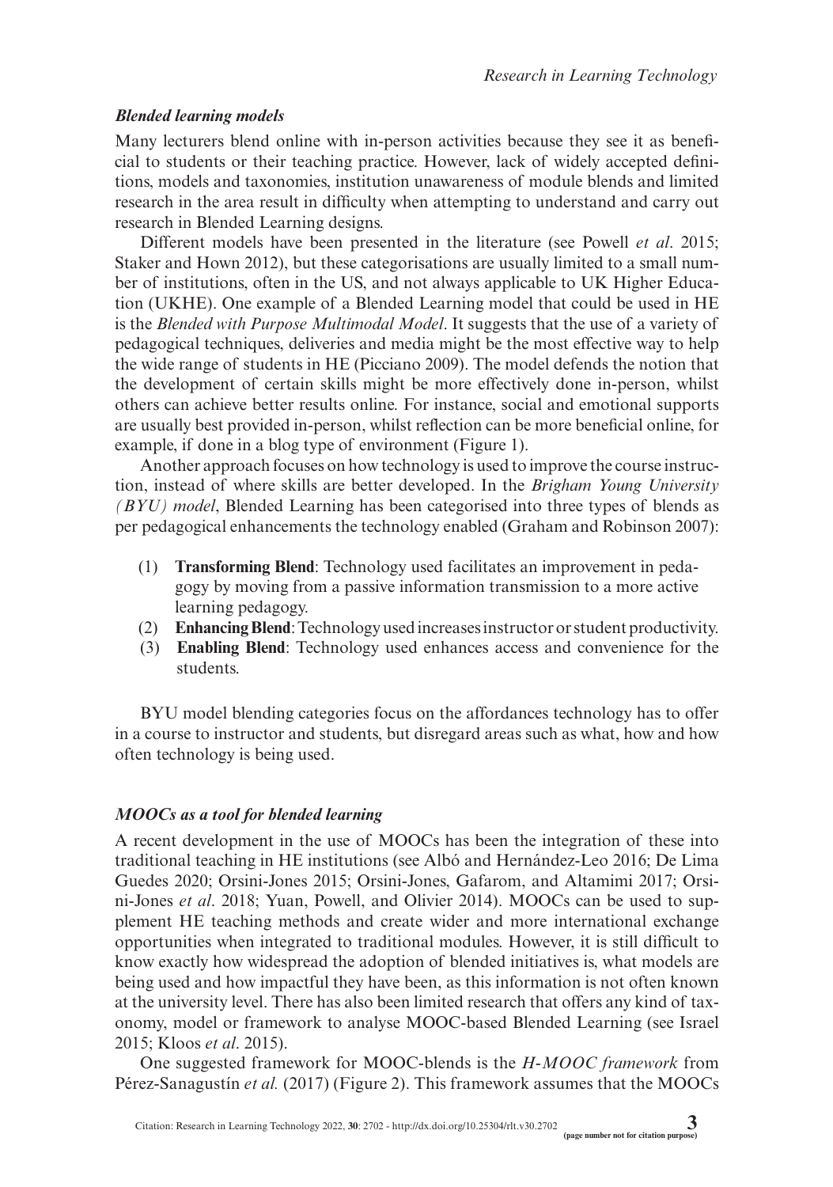### *Blended learning models*

Many lecturers blend online with in-person activities because they see it as beneficial to students or their teaching practice. However, lack of widely accepted definitions, models and taxonomies, institution unawareness of module blends and limited research in the area result in difficulty when attempting to understand and carry out research in Blended Learning designs.

Different models have been presented in the literature (see Powell *et al*. 2015; Staker and Hown 2012), but these categorisations are usually limited to a small number of institutions, often in the US, and not always applicable to UK Higher Education (UKHE). One example of a Blended Learning model that could be used in HE is the *Blended with Purpose Multimodal Model*. It suggests that the use of a variety of pedagogical techniques, deliveries and media might be the most effective way to help the wide range of students in HE (Picciano 2009). The model defends the notion that the development of certain skills might be more effectively done in-person, whilst others can achieve better results online. For instance, social and emotional supports are usually best provided in-person, whilst reflection can be more beneficial online, for example, if done in a blog type of environment (Figure 1).

Another approach focuses on how technology is used to improve the course instruction, instead of where skills are better developed. In the *Brigham Young University (BYU) model*, Blended Learning has been categorised into three types of blends as per pedagogical enhancements the technology enabled (Graham and Robinson 2007):

1. **Transforming Blend**: Technology used facilitates an improvement in pedagogy by moving from a passive information transmission to a more active learning pedagogy.
2. **Enhancing Blend**: Technology used increases instructor or student productivity.
3. **Enabling Blend**: Technology used enhances access and convenience for the students.

BYU model blending categories focus on the affordances technology has to offer in a course to instructor and students, but disregard areas such as what, how and how often technology is being used.

### *MOOCs as a tool for blended learning*

A recent development in the use of MOOCs has been the integration of these into traditional teaching in HE institutions (see Albó and Hernández-Leo 2016; De Lima Guedes 2020; Orsini-Jones 2015; Orsini-Jones, Gafarom, and Altamimi 2017; Orsini-Jones *et al*. 2018; Yuan, Powell, and Olivier 2014). MOOCs can be used to supplement HE teaching methods and create wider and more international exchange opportunities when integrated to traditional modules. However, it is still difficult to know exactly how widespread the adoption of blended initiatives is, what models are being used and how impactful they have been, as this information is not often known at the university level. There has also been limited research that offers any kind of taxonomy, model or framework to analyse MOOC-based Blended Learning (see Israel 2015; Kloos *et al*. 2015).

One suggested framework for MOOC-blends is the *H-MOOC framework* from Pérez-Sanagustín *et al.* (2017) (Figure 2). This framework assumes that the MOOCs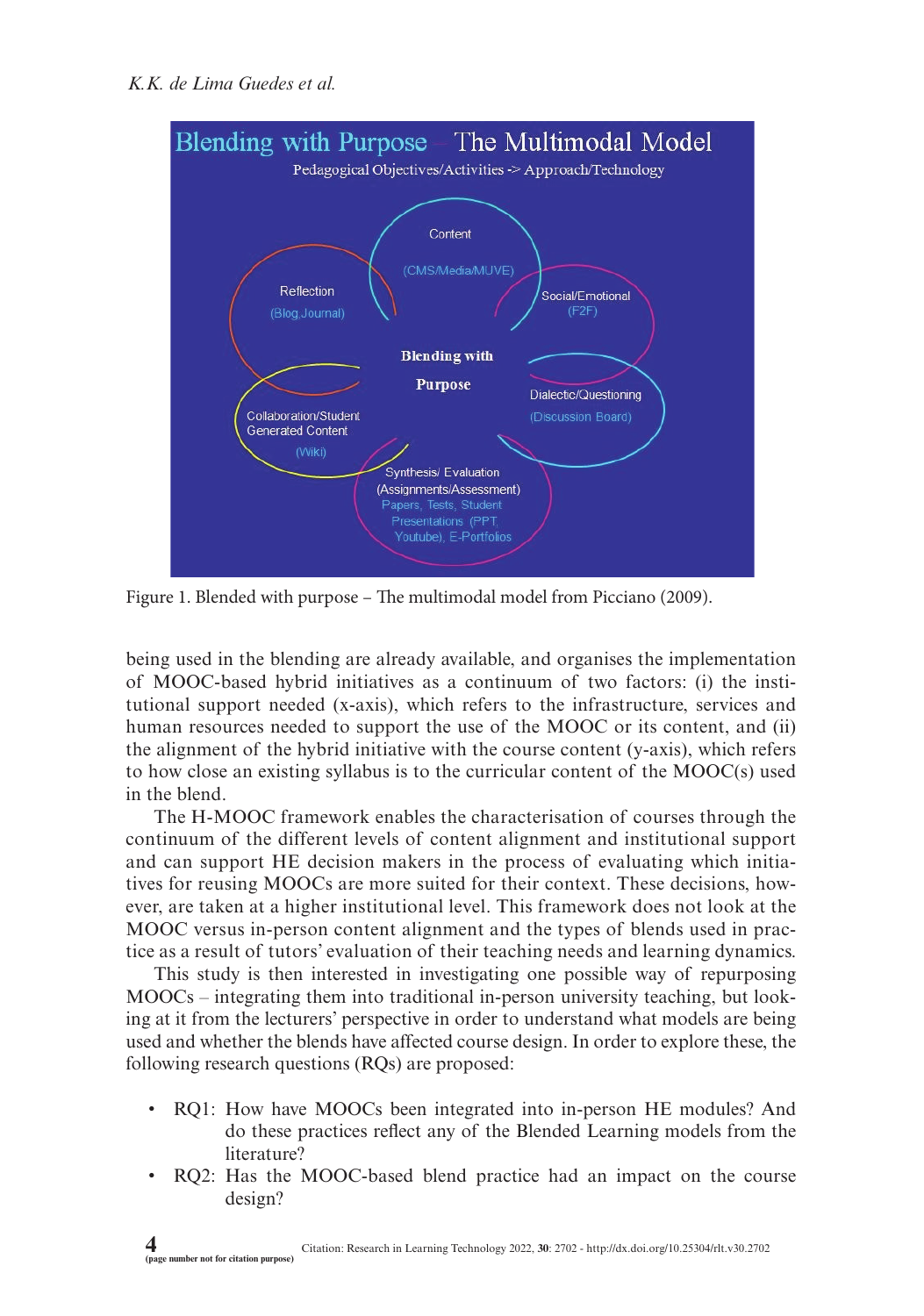Figure 1. Blended with purpose – The multimodal model from Picciano (2009).

being used in the blending are already available, and organises the implementation of MOOC-based hybrid initiatives as a continuum of two factors: (i) the institutional support needed (x-axis), which refers to the infrastructure, services and human resources needed to support the use of the MOOC or its content, and (ii) the alignment of the hybrid initiative with the course content (y-axis), which refers to how close an existing syllabus is to the curricular content of the MOOC(s) used in the blend.

The H-MOOC framework enables the characterisation of courses through the continuum of the different levels of content alignment and institutional support and can support HE decision makers in the process of evaluating which initiatives for reusing MOOCs are more suited for their context. These decisions, however, are taken at a higher institutional level. This framework does not look at the MOOC versus in-person content alignment and the types of blends used in practice as a result of tutors' evaluation of their teaching needs and learning dynamics.

This study is then interested in investigating one possible way of repurposing MOOCs – integrating them into traditional in-person university teaching, but looking at it from the lecturers' perspective in order to understand what models are being used and whether the blends have affected course design. In order to explore these, the following research questions (RQs) are proposed:

- RQ1: How have MOOCs been integrated into in-person HE modules? And do these practices reflect any of the Blended Learning models from the literature?
- RQ2: Has the MOOC-based blend practice had an impact on the course design?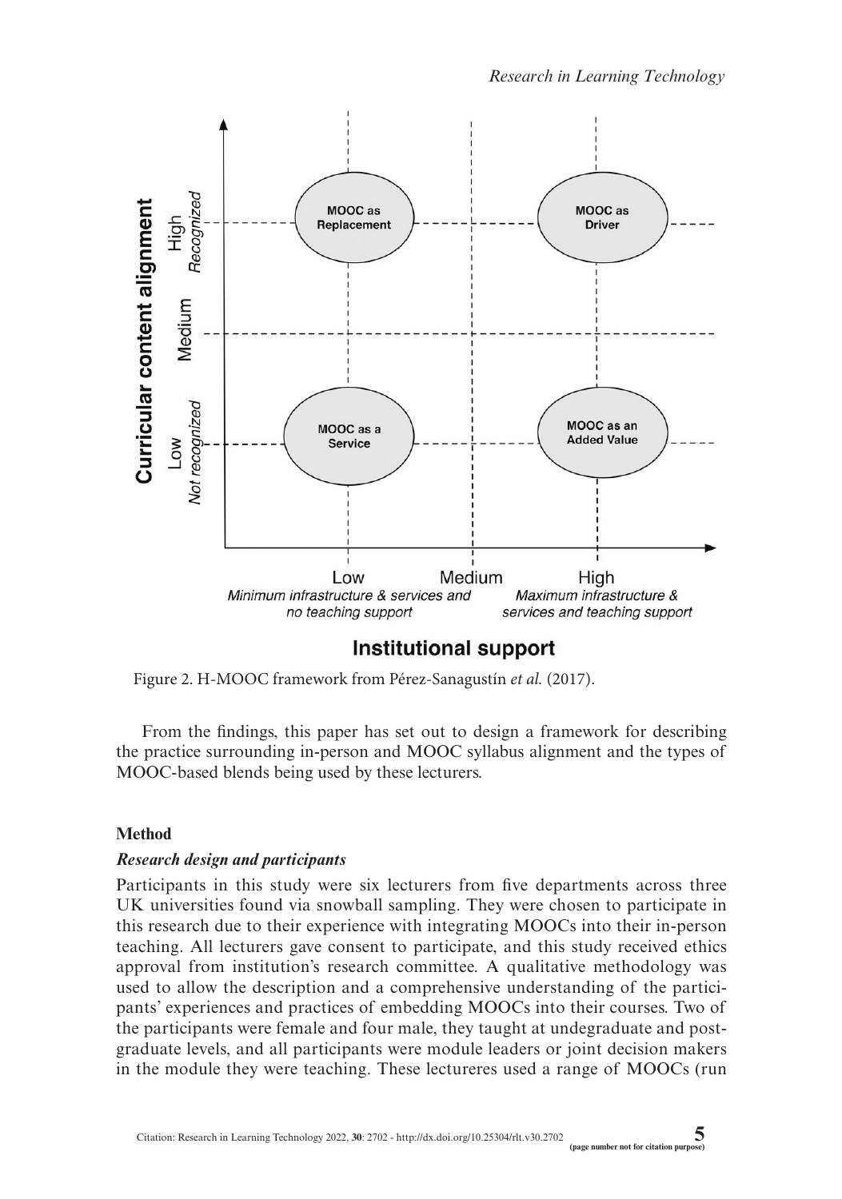Curricular content alignment

High
*Recognized*

Medium

Low
*Not recognized*

MOOC as Replacement

MOOC as Driver

MOOC as a Service

MOOC as an Added Value

Low
*Minimum infrastructure & services and no teaching support*

Medium

High
*Maximum infrastructure & services and teaching support*

Institutional support

Figure 2. H-MOOC framework from Pérez-Sanagustín *et al.* (2017).

From the findings, this paper has set out to design a framework for describing the practice surrounding in-person and MOOC syllabus alignment and the types of MOOC-based blends being used by these lecturers.

## Method

### *Research design and participants*

Participants in this study were six lecturers from five departments across three UK universities found via snowball sampling. They were chosen to participate in this research due to their experience with integrating MOOCs into their in-person teaching. All lecturers gave consent to participate, and this study received ethics approval from institution's research committee. A qualitative methodology was used to allow the description and a comprehensive understanding of the participants' experiences and practices of embedding MOOCs into their courses. Two of the participants were female and four male, they taught at undegraduate and postgraduate levels, and all participants were module leaders or joint decision makers in the module they were teaching. These lectureres used a range of MOOCs (run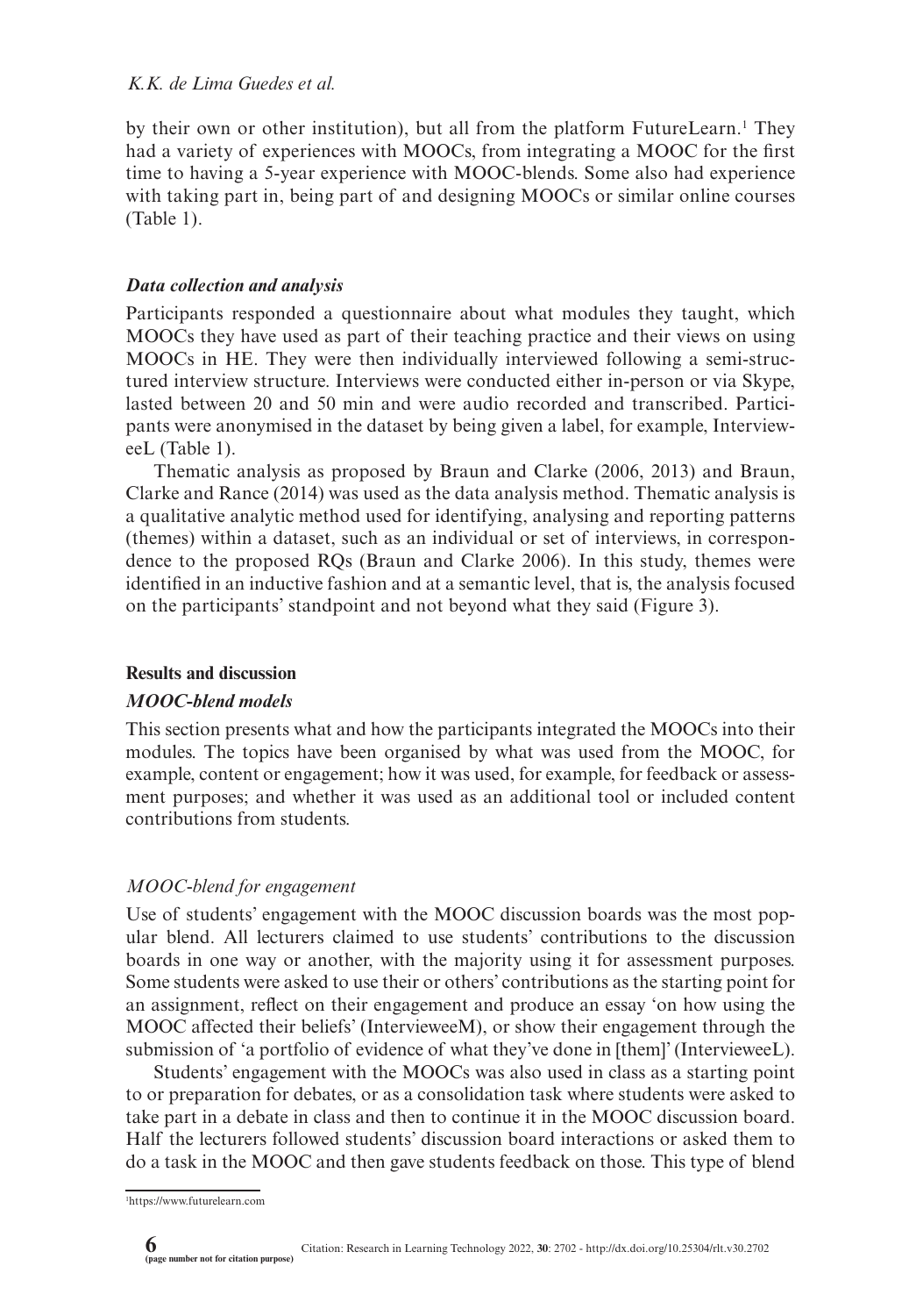by their own or other institution), but all from the platform FutureLearn.[1] They had a variety of experiences with MOOCs, from integrating a MOOC for the first time to having a 5-year experience with MOOC-blends. Some also had experience with taking part in, being part of and designing MOOCs or similar online courses (Table 1).

### *Data collection and analysis*

Participants responded a questionnaire about what modules they taught, which MOOCs they have used as part of their teaching practice and their views on using MOOCs in HE. They were then individually interviewed following a semi-structured interview structure. Interviews were conducted either in-person or via Skype, lasted between 20 and 50 min and were audio recorded and transcribed. Participants were anonymised in the dataset by being given a label, for example, IntervieweeL (Table 1).

Thematic analysis as proposed by Braun and Clarke (2006, 2013) and Braun, Clarke and Rance (2014) was used as the data analysis method. Thematic analysis is a qualitative analytic method used for identifying, analysing and reporting patterns (themes) within a dataset, such as an individual or set of interviews, in correspondence to the proposed RQs (Braun and Clarke 2006). In this study, themes were identified in an inductive fashion and at a semantic level, that is, the analysis focused on the participants' standpoint and not beyond what they said (Figure 3).

## Results and discussion

### *MOOC-blend models*

This section presents what and how the participants integrated the MOOCs into their modules. The topics have been organised by what was used from the MOOC, for example, content or engagement; how it was used, for example, for feedback or assessment purposes; and whether it was used as an additional tool or included content contributions from students.

#### *MOOC-blend for engagement*

Use of students' engagement with the MOOC discussion boards was the most popular blend. All lecturers claimed to use students' contributions to the discussion boards in one way or another, with the majority using it for assessment purposes. Some students were asked to use their or others' contributions as the starting point for an assignment, reflect on their engagement and produce an essay 'on how using the MOOC affected their beliefs' (IntervieweeM), or show their engagement through the submission of 'a portfolio of evidence of what they've done in [them]' (IntervieweeL).

Students' engagement with the MOOCs was also used in class as a starting point to or preparation for debates, or as a consolidation task where students were asked to take part in a debate in class and then to continue it in the MOOC discussion board. Half the lecturers followed students' discussion board interactions or asked them to do a task in the MOOC and then gave students feedback on those. This type of blend

[1]https://www.futurelearn.com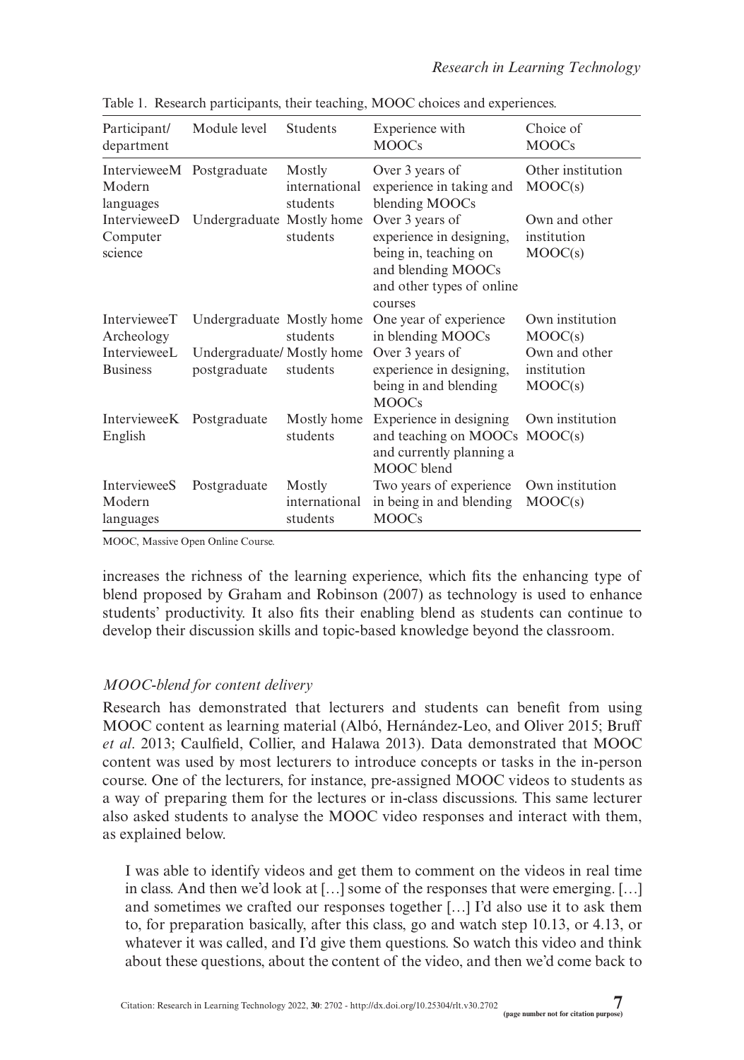Table 1. Research participants, their teaching, MOOC choices and experiences.

| Participant/ department | Module level | Students | Experience with MOOCs | Choice of MOOCs |
|---|---|---|---|---|
| IntervieweeM Modern languages | Postgraduate | Mostly international students | Over 3 years of experience in taking and blending MOOCs | Other institution MOOC(s) |
| IntervieweeD Computer science | Undergraduate | Mostly home students | Over 3 years of experience in designing, being in, teaching on and blending MOOCs and other types of online courses | Own and other institution MOOC(s) |
| IntervieweeT Archeology | Undergraduate | Mostly home students | One year of experience in blending MOOCs | Own institution MOOC(s) |
| IntervieweeL Business | Undergraduate/ postgraduate | Mostly home students | Over 3 years of experience in designing, being in and blending MOOCs | Own and other institution MOOC(s) |
| IntervieweeK English | Postgraduate | Mostly home students | Experience in designing and teaching on MOOCs and currently planning a MOOC blend | Own institution MOOC(s) |
| IntervieweeS Modern languages | Postgraduate | Mostly international students | Two years of experience in being in and blending MOOCs | Own institution MOOC(s) |

MOOC, Massive Open Online Course.

increases the richness of the learning experience, which fits the enhancing type of blend proposed by Graham and Robinson (2007) as technology is used to enhance students' productivity. It also fits their enabling blend as students can continue to develop their discussion skills and topic-based knowledge beyond the classroom.

### *MOOC-blend for content delivery*

Research has demonstrated that lecturers and students can benefit from using MOOC content as learning material (Albó, Hernández-Leo, and Oliver 2015; Bruff *et al*. 2013; Caulfield, Collier, and Halawa 2013). Data demonstrated that MOOC content was used by most lecturers to introduce concepts or tasks in the in-person course. One of the lecturers, for instance, pre-assigned MOOC videos to students as a way of preparing them for the lectures or in-class discussions. This same lecturer also asked students to analyse the MOOC video responses and interact with them, as explained below.

> I was able to identify videos and get them to comment on the videos in real time in class. And then we'd look at […] some of the responses that were emerging. […] and sometimes we crafted our responses together […] I'd also use it to ask them to, for preparation basically, after this class, go and watch step 10.13, or 4.13, or whatever it was called, and I'd give them questions. So watch this video and think about these questions, about the content of the video, and then we'd come back to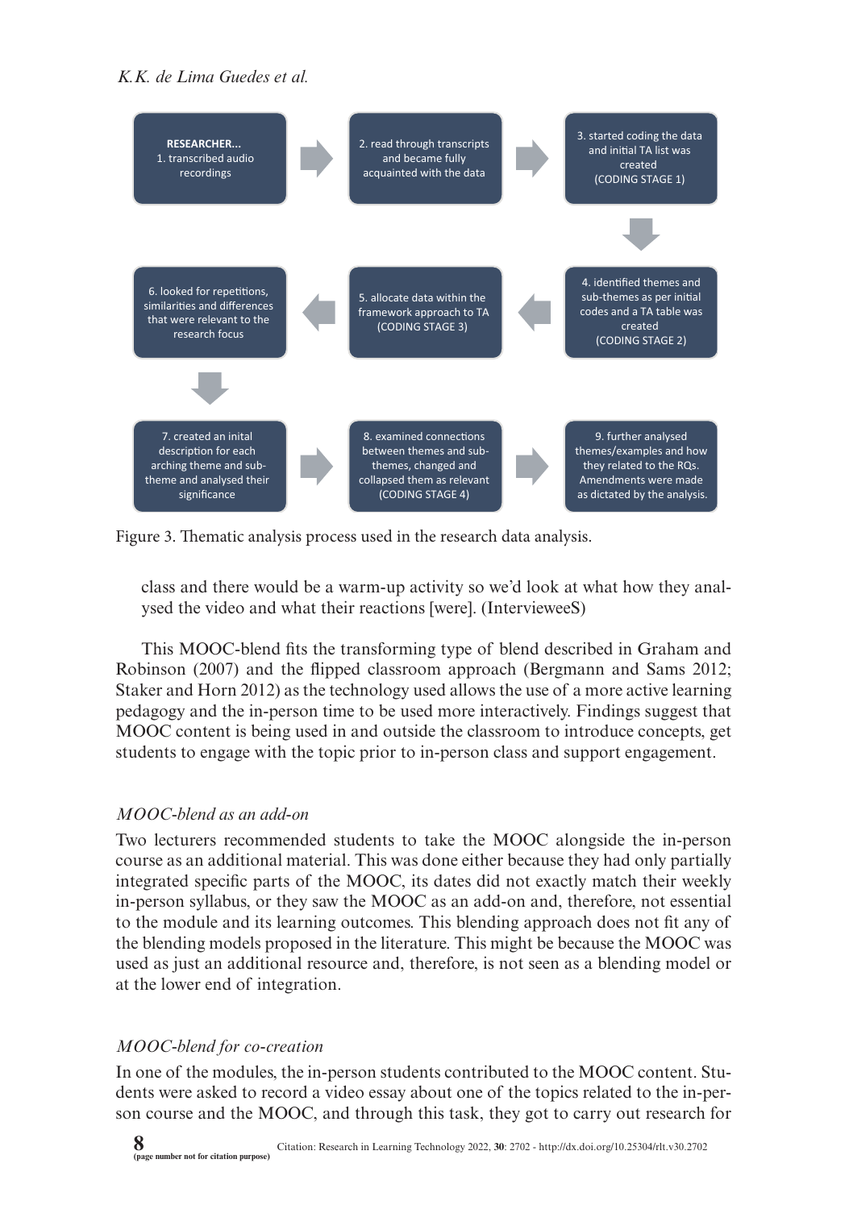RESEARCHER...

1. transcribed audio recordings
2. read through transcripts and became fully acquainted with the data
3. started coding the data and initial TA list was created (CODING STAGE 1)
4. identified themes and sub-themes as per initial codes and a TA table was created (CODING STAGE 2)
5. allocate data within the framework approach to TA (CODING STAGE 3)
6. looked for repetitions, similarities and differences that were relevant to the research focus
7. created an inital description for each arching theme and sub-theme and analysed their significance
8. examined connections between themes and sub-themes, changed and collapsed them as relevant (CODING STAGE 4)
9. further analysed themes/examples and how they related to the RQs. Amendments were made as dictated by the analysis.

Figure 3. Thematic analysis process used in the research data analysis.

> class and there would be a warm-up activity so we'd look at what how they analysed the video and what their reactions [were]. (IntervieweeS)

This MOOC-blend fits the transforming type of blend described in Graham and Robinson (2007) and the flipped classroom approach (Bergmann and Sams 2012; Staker and Horn 2012) as the technology used allows the use of a more active learning pedagogy and the in-person time to be used more interactively. Findings suggest that MOOC content is being used in and outside the classroom to introduce concepts, get students to engage with the topic prior to in-person class and support engagement.

### *MOOC-blend as an add-on*

Two lecturers recommended students to take the MOOC alongside the in-person course as an additional material. This was done either because they had only partially integrated specific parts of the MOOC, its dates did not exactly match their weekly in-person syllabus, or they saw the MOOC as an add-on and, therefore, not essential to the module and its learning outcomes. This blending approach does not fit any of the blending models proposed in the literature. This might be because the MOOC was used as just an additional resource and, therefore, is not seen as a blending model or at the lower end of integration.

### *MOOC-blend for co-creation*

In one of the modules, the in-person students contributed to the MOOC content. Students were asked to record a video essay about one of the topics related to the in-person course and the MOOC, and through this task, they got to carry out research for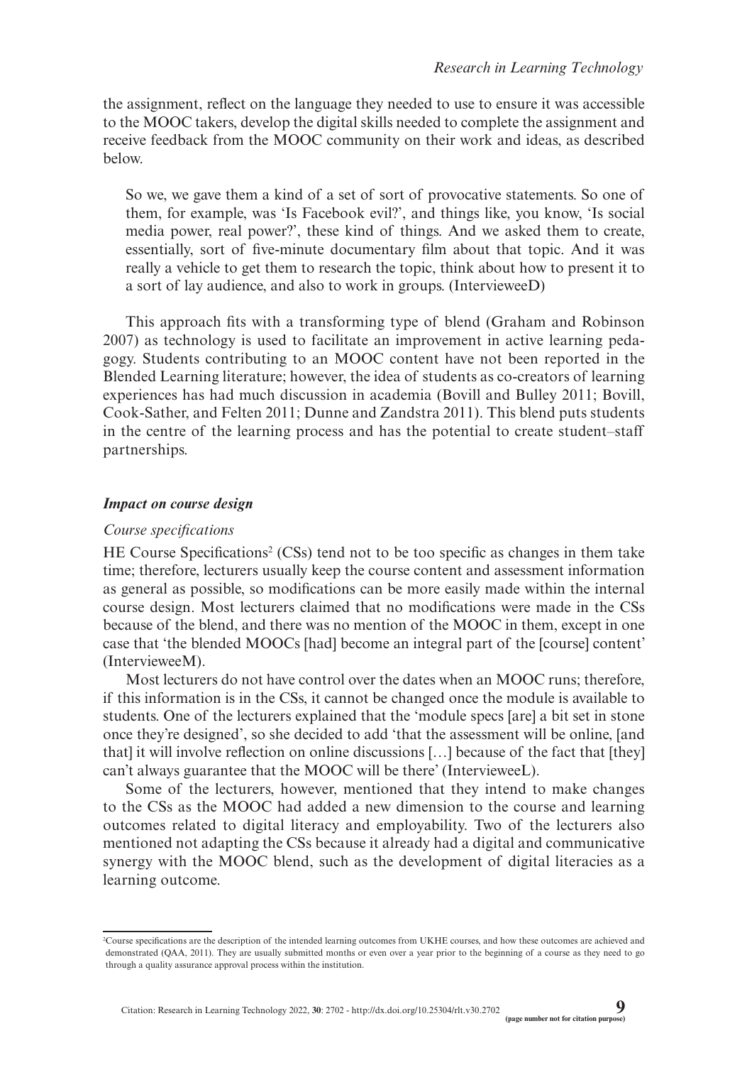the assignment, reflect on the language they needed to use to ensure it was accessible to the MOOC takers, develop the digital skills needed to complete the assignment and receive feedback from the MOOC community on their work and ideas, as described below.

> So we, we gave them a kind of a set of sort of provocative statements. So one of them, for example, was 'Is Facebook evil?', and things like, you know, 'Is social media power, real power?', these kind of things. And we asked them to create, essentially, sort of five-minute documentary film about that topic. And it was really a vehicle to get them to research the topic, think about how to present it to a sort of lay audience, and also to work in groups. (IntervieweeD)

This approach fits with a transforming type of blend (Graham and Robinson 2007) as technology is used to facilitate an improvement in active learning pedagogy. Students contributing to an MOOC content have not been reported in the Blended Learning literature; however, the idea of students as co-creators of learning experiences has had much discussion in academia (Bovill and Bulley 2011; Bovill, Cook-Sather, and Felten 2011; Dunne and Zandstra 2011). This blend puts students in the centre of the learning process and has the potential to create student–staff partnerships.

### *Impact on course design*

#### *Course specifications*

HE Course Specifications[2] (CSs) tend not to be too specific as changes in them take time; therefore, lecturers usually keep the course content and assessment information as general as possible, so modifications can be more easily made within the internal course design. Most lecturers claimed that no modifications were made in the CSs because of the blend, and there was no mention of the MOOC in them, except in one case that 'the blended MOOCs [had] become an integral part of the [course] content' (IntervieweeM).

Most lecturers do not have control over the dates when an MOOC runs; therefore, if this information is in the CSs, it cannot be changed once the module is available to students. One of the lecturers explained that the 'module specs [are] a bit set in stone once they're designed', so she decided to add 'that the assessment will be online, [and that] it will involve reflection on online discussions […] because of the fact that [they] can't always guarantee that the MOOC will be there' (IntervieweeL).

Some of the lecturers, however, mentioned that they intend to make changes to the CSs as the MOOC had added a new dimension to the course and learning outcomes related to digital literacy and employability. Two of the lecturers also mentioned not adapting the CSs because it already had a digital and communicative synergy with the MOOC blend, such as the development of digital literacies as a learning outcome.

---

[2]Course specifications are the description of the intended learning outcomes from UKHE courses, and how these outcomes are achieved and demonstrated (QAA, 2011). They are usually submitted months or even over a year prior to the beginning of a course as they need to go through a quality assurance approval process within the institution.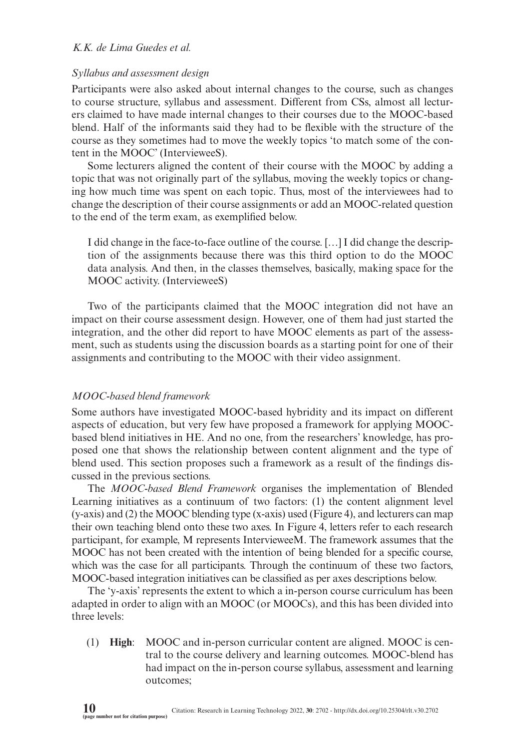### *Syllabus and assessment design*

Participants were also asked about internal changes to the course, such as changes to course structure, syllabus and assessment. Different from CSs, almost all lecturers claimed to have made internal changes to their courses due to the MOOC-based blend. Half of the informants said they had to be flexible with the structure of the course as they sometimes had to move the weekly topics 'to match some of the content in the MOOC' (IntervieweeS).

Some lecturers aligned the content of their course with the MOOC by adding a topic that was not originally part of the syllabus, moving the weekly topics or changing how much time was spent on each topic. Thus, most of the interviewees had to change the description of their course assignments or add an MOOC-related question to the end of the term exam, as exemplified below.

> I did change in the face-to-face outline of the course. […] I did change the description of the assignments because there was this third option to do the MOOC data analysis. And then, in the classes themselves, basically, making space for the MOOC activity. (IntervieweeS)

Two of the participants claimed that the MOOC integration did not have an impact on their course assessment design. However, one of them had just started the integration, and the other did report to have MOOC elements as part of the assessment, such as students using the discussion boards as a starting point for one of their assignments and contributing to the MOOC with their video assignment.

### *MOOC-based blend framework*

Some authors have investigated MOOC-based hybridity and its impact on different aspects of education, but very few have proposed a framework for applying MOOC-based blend initiatives in HE. And no one, from the researchers' knowledge, has proposed one that shows the relationship between content alignment and the type of blend used. This section proposes such a framework as a result of the findings discussed in the previous sections.

The *MOOC-based Blend Framework* organises the implementation of Blended Learning initiatives as a continuum of two factors: (1) the content alignment level (y-axis) and (2) the MOOC blending type (x-axis) used (Figure 4), and lecturers can map their own teaching blend onto these two axes. In Figure 4, letters refer to each research participant, for example, M represents IntervieweeM. The framework assumes that the MOOC has not been created with the intention of being blended for a specific course, which was the case for all participants. Through the continuum of these two factors, MOOC-based integration initiatives can be classified as per axes descriptions below.

The 'y-axis' represents the extent to which a in-person course curriculum has been adapted in order to align with an MOOC (or MOOCs), and this has been divided into three levels:

(1) **High**: MOOC and in-person curricular content are aligned. MOOC is central to the course delivery and learning outcomes. MOOC-blend has had impact on the in-person course syllabus, assessment and learning outcomes;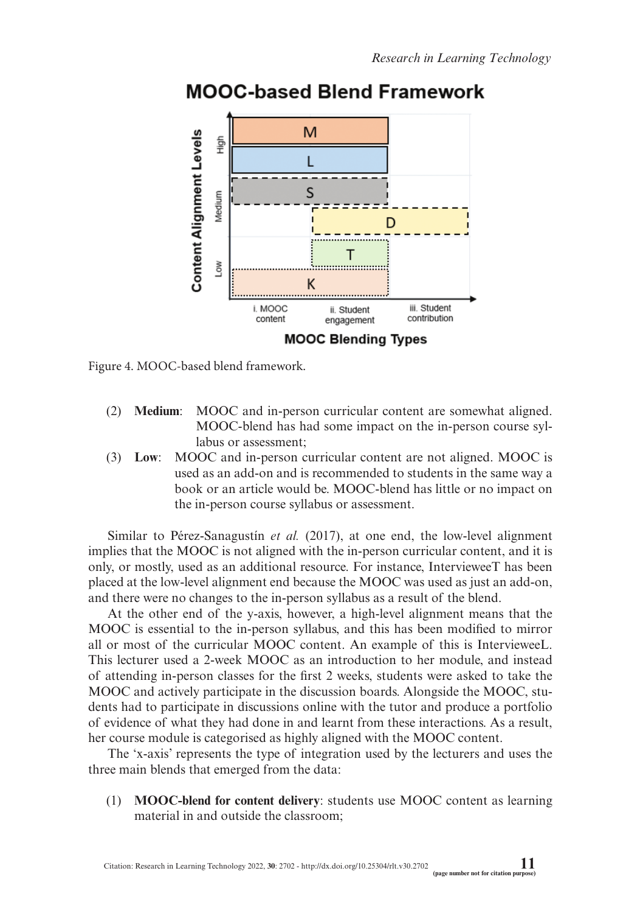MOOC-based Blend Framework

Content Alignment Levels

High

Medium

Low

M

L

S

D

T

K

i. MOOC content

ii. Student engagement

iii. Student contribution

MOOC Blending Types

Figure 4. MOOC-based blend framework.

(2) **Medium**: MOOC and in-person curricular content are somewhat aligned. MOOC-blend has had some impact on the in-person course syllabus or assessment;

(3) **Low**: MOOC and in-person curricular content are not aligned. MOOC is used as an add-on and is recommended to students in the same way a book or an article would be. MOOC-blend has little or no impact on the in-person course syllabus or assessment.

Similar to Pérez-Sanagustín *et al.* (2017), at one end, the low-level alignment implies that the MOOC is not aligned with the in-person curricular content, and it is only, or mostly, used as an additional resource. For instance, IntervieweeT has been placed at the low-level alignment end because the MOOC was used as just an add-on, and there were no changes to the in-person syllabus as a result of the blend.

At the other end of the y-axis, however, a high-level alignment means that the MOOC is essential to the in-person syllabus, and this has been modified to mirror all or most of the curricular MOOC content. An example of this is IntervieweeL. This lecturer used a 2-week MOOC as an introduction to her module, and instead of attending in-person classes for the first 2 weeks, students were asked to take the MOOC and actively participate in the discussion boards. Alongside the MOOC, students had to participate in discussions online with the tutor and produce a portfolio of evidence of what they had done in and learnt from these interactions. As a result, her course module is categorised as highly aligned with the MOOC content.

The 'x-axis' represents the type of integration used by the lecturers and uses the three main blends that emerged from the data:

(1) **MOOC-blend for content delivery**: students use MOOC content as learning material in and outside the classroom;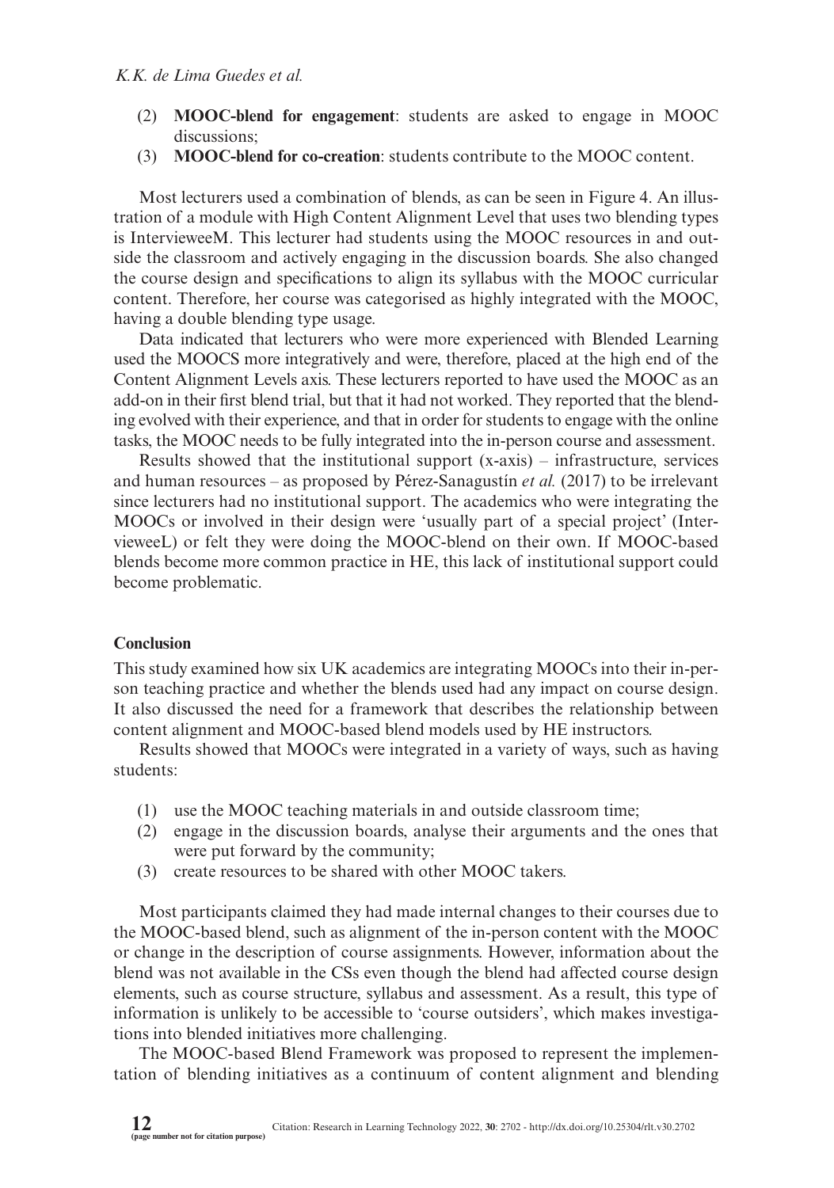(2) **MOOC-blend for engagement**: students are asked to engage in MOOC discussions;
(3) **MOOC-blend for co-creation**: students contribute to the MOOC content.

Most lecturers used a combination of blends, as can be seen in Figure 4. An illustration of a module with High Content Alignment Level that uses two blending types is IntervieweeM. This lecturer had students using the MOOC resources in and outside the classroom and actively engaging in the discussion boards. She also changed the course design and specifications to align its syllabus with the MOOC curricular content. Therefore, her course was categorised as highly integrated with the MOOC, having a double blending type usage.

Data indicated that lecturers who were more experienced with Blended Learning used the MOOCS more integratively and were, therefore, placed at the high end of the Content Alignment Levels axis. These lecturers reported to have used the MOOC as an add-on in their first blend trial, but that it had not worked. They reported that the blending evolved with their experience, and that in order for students to engage with the online tasks, the MOOC needs to be fully integrated into the in-person course and assessment.

Results showed that the institutional support (x-axis) – infrastructure, services and human resources – as proposed by Pérez-Sanagustín *et al.* (2017) to be irrelevant since lecturers had no institutional support. The academics who were integrating the MOOCs or involved in their design were 'usually part of a special project' (IntervieweeL) or felt they were doing the MOOC-blend on their own. If MOOC-based blends become more common practice in HE, this lack of institutional support could become problematic.

## Conclusion

This study examined how six UK academics are integrating MOOCs into their in-person teaching practice and whether the blends used had any impact on course design. It also discussed the need for a framework that describes the relationship between content alignment and MOOC-based blend models used by HE instructors.

Results showed that MOOCs were integrated in a variety of ways, such as having students:

(1) use the MOOC teaching materials in and outside classroom time;
(2) engage in the discussion boards, analyse their arguments and the ones that were put forward by the community;
(3) create resources to be shared with other MOOC takers.

Most participants claimed they had made internal changes to their courses due to the MOOC-based blend, such as alignment of the in-person content with the MOOC or change in the description of course assignments. However, information about the blend was not available in the CSs even though the blend had affected course design elements, such as course structure, syllabus and assessment. As a result, this type of information is unlikely to be accessible to 'course outsiders', which makes investigations into blended initiatives more challenging.

The MOOC-based Blend Framework was proposed to represent the implementation of blending initiatives as a continuum of content alignment and blending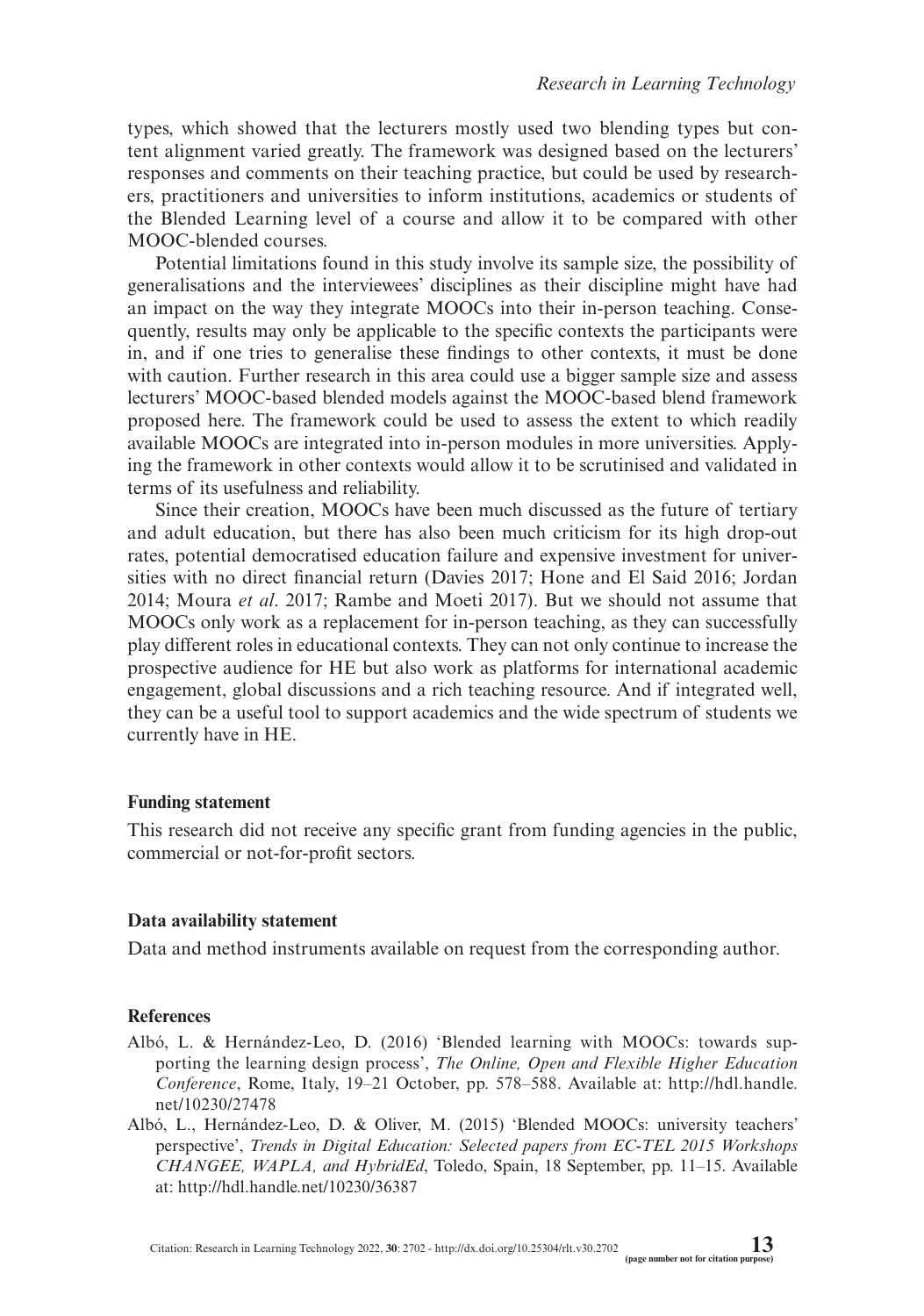types, which showed that the lecturers mostly used two blending types but content alignment varied greatly. The framework was designed based on the lecturers' responses and comments on their teaching practice, but could be used by researchers, practitioners and universities to inform institutions, academics or students of the Blended Learning level of a course and allow it to be compared with other MOOC-blended courses.

Potential limitations found in this study involve its sample size, the possibility of generalisations and the interviewees' disciplines as their discipline might have had an impact on the way they integrate MOOCs into their in-person teaching. Consequently, results may only be applicable to the specific contexts the participants were in, and if one tries to generalise these findings to other contexts, it must be done with caution. Further research in this area could use a bigger sample size and assess lecturers' MOOC-based blended models against the MOOC-based blend framework proposed here. The framework could be used to assess the extent to which readily available MOOCs are integrated into in-person modules in more universities. Applying the framework in other contexts would allow it to be scrutinised and validated in terms of its usefulness and reliability.

Since their creation, MOOCs have been much discussed as the future of tertiary and adult education, but there has also been much criticism for its high drop-out rates, potential democratised education failure and expensive investment for universities with no direct financial return (Davies 2017; Hone and El Said 2016; Jordan 2014; Moura *et al*. 2017; Rambe and Moeti 2017). But we should not assume that MOOCs only work as a replacement for in-person teaching, as they can successfully play different roles in educational contexts. They can not only continue to increase the prospective audience for HE but also work as platforms for international academic engagement, global discussions and a rich teaching resource. And if integrated well, they can be a useful tool to support academics and the wide spectrum of students we currently have in HE.

### Funding statement

This research did not receive any specific grant from funding agencies in the public, commercial or not-for-profit sectors.

### Data availability statement

Data and method instruments available on request from the corresponding author.

### References

Albó, L. & Hernández-Leo, D. (2016) 'Blended learning with MOOCs: towards supporting the learning design process', *The Online, Open and Flexible Higher Education Conference*, Rome, Italy, 19–21 October, pp. 578–588. Available at: http://hdl.handle.net/10230/27478

Albó, L., Hernández-Leo, D. & Oliver, M. (2015) 'Blended MOOCs: university teachers' perspective', *Trends in Digital Education: Selected papers from EC-TEL 2015 Workshops CHANGEE, WAPLA, and HybridEd*, Toledo, Spain, 18 September, pp. 11–15. Available at: http://hdl.handle.net/10230/36387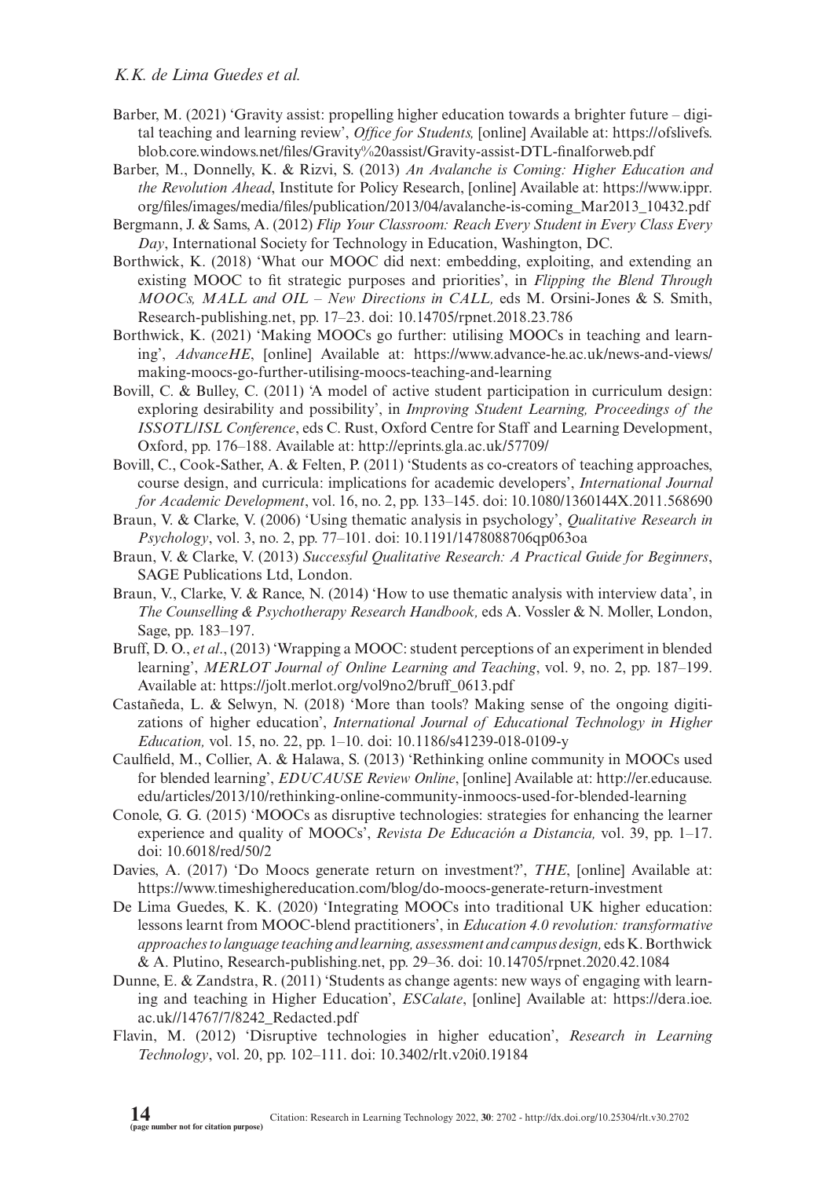Barber, M. (2021) 'Gravity assist: propelling higher education towards a brighter future – digital teaching and learning review', *Office for Students,* [online] Available at: https://ofslivefs.blob.core.windows.net/files/Gravity%20assist/Gravity-assist-DTL-finalforweb.pdf

Barber, M., Donnelly, K. & Rizvi, S. (2013) *An Avalanche is Coming: Higher Education and the Revolution Ahead*, Institute for Policy Research, [online] Available at: https://www.ippr.org/files/images/media/files/publication/2013/04/avalanche-is-coming_Mar2013_10432.pdf

Bergmann, J. & Sams, A. (2012) *Flip Your Classroom: Reach Every Student in Every Class Every Day*, International Society for Technology in Education, Washington, DC.

Borthwick, K. (2018) 'What our MOOC did next: embedding, exploiting, and extending an existing MOOC to fit strategic purposes and priorities', in *Flipping the Blend Through MOOCs, MALL and OIL – New Directions in CALL,* eds M. Orsini-Jones & S. Smith, Research-publishing.net, pp. 17–23. doi: 10.14705/rpnet.2018.23.786

Borthwick, K. (2021) 'Making MOOCs go further: utilising MOOCs in teaching and learning', *AdvanceHE*, [online] Available at: https://www.advance-he.ac.uk/news-and-views/making-moocs-go-further-utilising-moocs-teaching-and-learning

Bovill, C. & Bulley, C. (2011) 'A model of active student participation in curriculum design: exploring desirability and possibility', in *Improving Student Learning, Proceedings of the ISSOTL/ISL Conference*, eds C. Rust, Oxford Centre for Staff and Learning Development, Oxford, pp. 176–188. Available at: http://eprints.gla.ac.uk/57709/

Bovill, C., Cook-Sather, A. & Felten, P. (2011) 'Students as co-creators of teaching approaches, course design, and curricula: implications for academic developers', *International Journal for Academic Development*, vol. 16, no. 2, pp. 133–145. doi: 10.1080/1360144X.2011.568690

Braun, V. & Clarke, V. (2006) 'Using thematic analysis in psychology', *Qualitative Research in Psychology*, vol. 3, no. 2, pp. 77–101. doi: 10.1191/1478088706qp063oa

Braun, V. & Clarke, V. (2013) *Successful Qualitative Research: A Practical Guide for Beginners*, SAGE Publications Ltd, London.

Braun, V., Clarke, V. & Rance, N. (2014) 'How to use thematic analysis with interview data', in *The Counselling & Psychotherapy Research Handbook,* eds A. Vossler & N. Moller, London, Sage, pp. 183–197.

Bruff, D. O., *et al*., (2013) 'Wrapping a MOOC: student perceptions of an experiment in blended learning', *MERLOT Journal of Online Learning and Teaching*, vol. 9, no. 2, pp. 187–199. Available at: https://jolt.merlot.org/vol9no2/bruff_0613.pdf

Castañeda, L. & Selwyn, N. (2018) 'More than tools? Making sense of the ongoing digitizations of higher education', *International Journal of Educational Technology in Higher Education,* vol. 15, no. 22, pp. 1–10. doi: 10.1186/s41239-018-0109-y

Caulfield, M., Collier, A. & Halawa, S. (2013) 'Rethinking online community in MOOCs used for blended learning', *EDUCAUSE Review Online*, [online] Available at: http://er.educause.edu/articles/2013/10/rethinking-online-community-inmoocs-used-for-blended-learning

Conole, G. G. (2015) 'MOOCs as disruptive technologies: strategies for enhancing the learner experience and quality of MOOCs', *Revista De Educación a Distancia,* vol. 39, pp. 1–17. doi: 10.6018/red/50/2

Davies, A. (2017) 'Do Moocs generate return on investment?', *THE*, [online] Available at: https://www.timeshighereducation.com/blog/do-moocs-generate-return-investment

De Lima Guedes, K. K. (2020) 'Integrating MOOCs into traditional UK higher education: lessons learnt from MOOC-blend practitioners', in *Education 4.0 revolution: transformative approaches to language teaching and learning, assessment and campus design,* eds K. Borthwick & A. Plutino, Research-publishing.net, pp. 29–36. doi: 10.14705/rpnet.2020.42.1084

Dunne, E. & Zandstra, R. (2011) 'Students as change agents: new ways of engaging with learning and teaching in Higher Education', *ESCalate*, [online] Available at: https://dera.ioe.ac.uk//14767/7/8242_Redacted.pdf

Flavin, M. (2012) 'Disruptive technologies in higher education', *Research in Learning Technology*, vol. 20, pp. 102–111. doi: 10.3402/rlt.v20i0.19184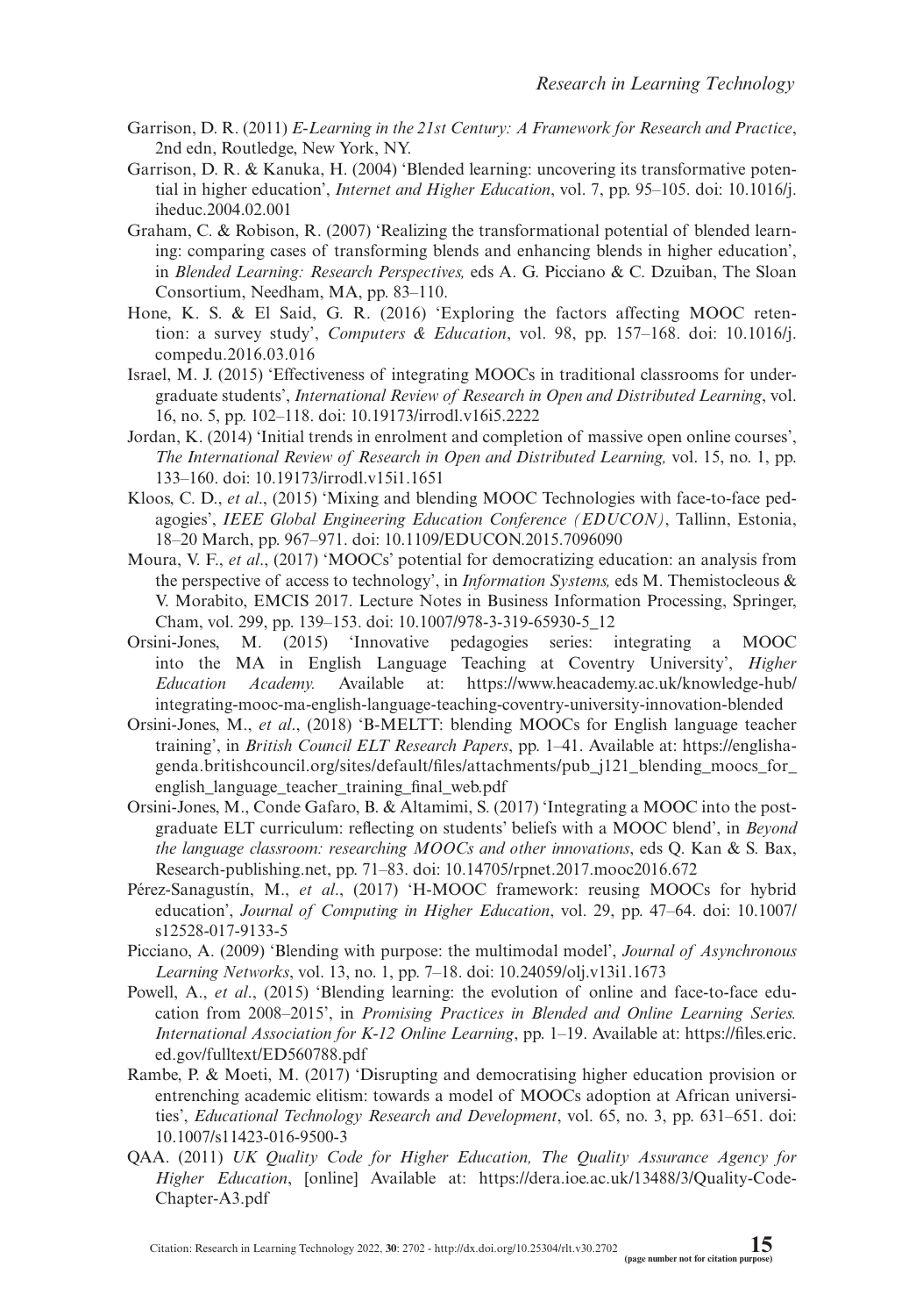Garrison, D. R. (2011) *E-Learning in the 21st Century: A Framework for Research and Practice*, 2nd edn, Routledge, New York, NY.

Garrison, D. R. & Kanuka, H. (2004) 'Blended learning: uncovering its transformative potential in higher education', *Internet and Higher Education*, vol. 7, pp. 95–105. doi: 10.1016/j.iheduc.2004.02.001

Graham, C. & Robison, R. (2007) 'Realizing the transformational potential of blended learning: comparing cases of transforming blends and enhancing blends in higher education', in *Blended Learning: Research Perspectives,* eds A. G. Picciano & C. Dzuiban, The Sloan Consortium, Needham, MA, pp. 83–110.

Hone, K. S. & El Said, G. R. (2016) 'Exploring the factors affecting MOOC retention: a survey study', *Computers & Education*, vol. 98, pp. 157–168. doi: 10.1016/j.compedu.2016.03.016

Israel, M. J. (2015) 'Effectiveness of integrating MOOCs in traditional classrooms for undergraduate students', *International Review of Research in Open and Distributed Learning*, vol. 16, no. 5, pp. 102–118. doi: 10.19173/irrodl.v16i5.2222

Jordan, K. (2014) 'Initial trends in enrolment and completion of massive open online courses', *The International Review of Research in Open and Distributed Learning,* vol. 15, no. 1, pp. 133–160. doi: 10.19173/irrodl.v15i1.1651

Kloos, C. D., *et al*., (2015) 'Mixing and blending MOOC Technologies with face-to-face pedagogies', *IEEE Global Engineering Education Conference (EDUCON)*, Tallinn, Estonia, 18–20 March, pp. 967–971. doi: 10.1109/EDUCON.2015.7096090

Moura, V. F., *et al*., (2017) 'MOOCs' potential for democratizing education: an analysis from the perspective of access to technology', in *Information Systems,* eds M. Themistocleous & V. Morabito, EMCIS 2017. Lecture Notes in Business Information Processing, Springer, Cham, vol. 299, pp. 139–153. doi: 10.1007/978-3-319-65930-5_12

Orsini-Jones, M. (2015) 'Innovative pedagogies series: integrating a MOOC into the MA in English Language Teaching at Coventry University', *Higher Education Academy.* Available at: https://www.heacademy.ac.uk/knowledge-hub/integrating-mooc-ma-english-language-teaching-coventry-university-innovation-blended

Orsini-Jones, M., *et al*., (2018) 'B-MELTT: blending MOOCs for English language teacher training', in *British Council ELT Research Papers*, pp. 1–41. Available at: https://englishagenda.britishcouncil.org/sites/default/files/attachments/pub_j121_blending_moocs_for_english_language_teacher_training_final_web.pdf

Orsini-Jones, M., Conde Gafaro, B. & Altamimi, S. (2017) 'Integrating a MOOC into the postgraduate ELT curriculum: reflecting on students' beliefs with a MOOC blend', in *Beyond the language classroom: researching MOOCs and other innovations*, eds Q. Kan & S. Bax, Research-publishing.net, pp. 71–83. doi: 10.14705/rpnet.2017.mooc2016.672

Pérez-Sanagustín, M., *et al*., (2017) 'H-MOOC framework: reusing MOOCs for hybrid education', *Journal of Computing in Higher Education*, vol. 29, pp. 47–64. doi: 10.1007/s12528-017-9133-5

Picciano, A. (2009) 'Blending with purpose: the multimodal model', *Journal of Asynchronous Learning Networks*, vol. 13, no. 1, pp. 7–18. doi: 10.24059/olj.v13i1.1673

Powell, A., *et al*., (2015) 'Blending learning: the evolution of online and face-to-face education from 2008–2015', in *Promising Practices in Blended and Online Learning Series. International Association for K-12 Online Learning*, pp. 1–19. Available at: https://files.eric.ed.gov/fulltext/ED560788.pdf

Rambe, P. & Moeti, M. (2017) 'Disrupting and democratising higher education provision or entrenching academic elitism: towards a model of MOOCs adoption at African universities', *Educational Technology Research and Development*, vol. 65, no. 3, pp. 631–651. doi: 10.1007/s11423-016-9500-3

QAA. (2011) *UK Quality Code for Higher Education, The Quality Assurance Agency for Higher Education*, [online] Available at: https://dera.ioe.ac.uk/13488/3/Quality-Code-Chapter-A3.pdf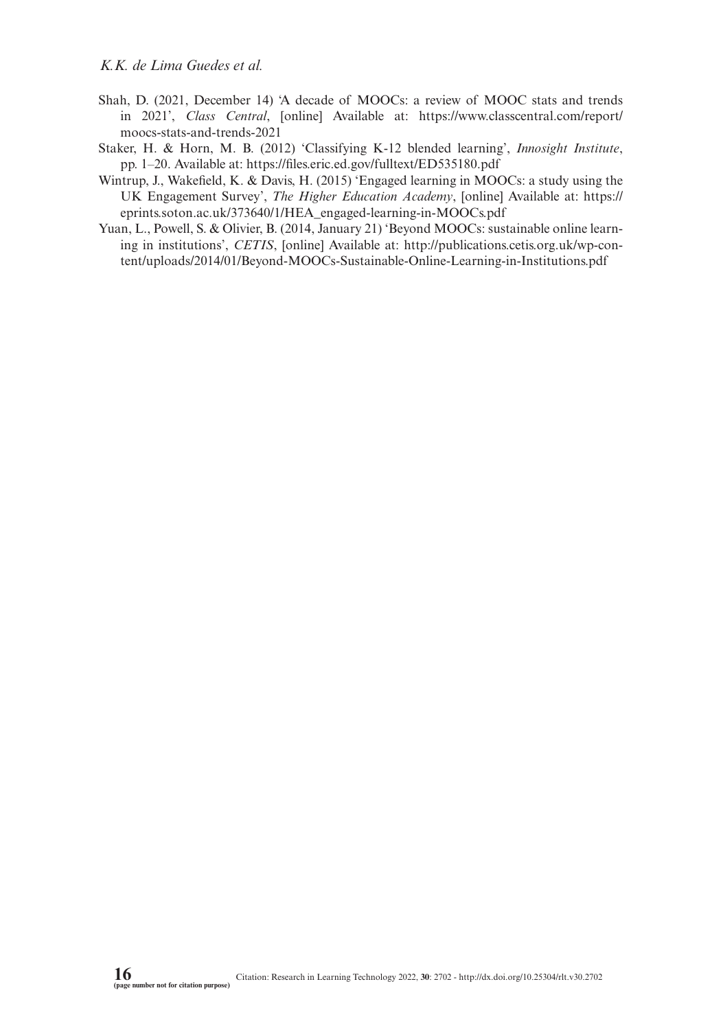Shah, D. (2021, December 14) 'A decade of MOOCs: a review of MOOC stats and trends in 2021', *Class Central*, [online] Available at: https://www.classcentral.com/report/moocs-stats-and-trends-2021

Staker, H. & Horn, M. B. (2012) 'Classifying K-12 blended learning', *Innosight Institute*, pp. 1–20. Available at: https://files.eric.ed.gov/fulltext/ED535180.pdf

Wintrup, J., Wakefield, K. & Davis, H. (2015) 'Engaged learning in MOOCs: a study using the UK Engagement Survey', *The Higher Education Academy*, [online] Available at: https://eprints.soton.ac.uk/373640/1/HEA_engaged-learning-in-MOOCs.pdf

Yuan, L., Powell, S. & Olivier, B. (2014, January 21) 'Beyond MOOCs: sustainable online learning in institutions', *CETIS*, [online] Available at: http://publications.cetis.org.uk/wp-content/uploads/2014/01/Beyond-MOOCs-Sustainable-Online-Learning-in-Institutions.pdf